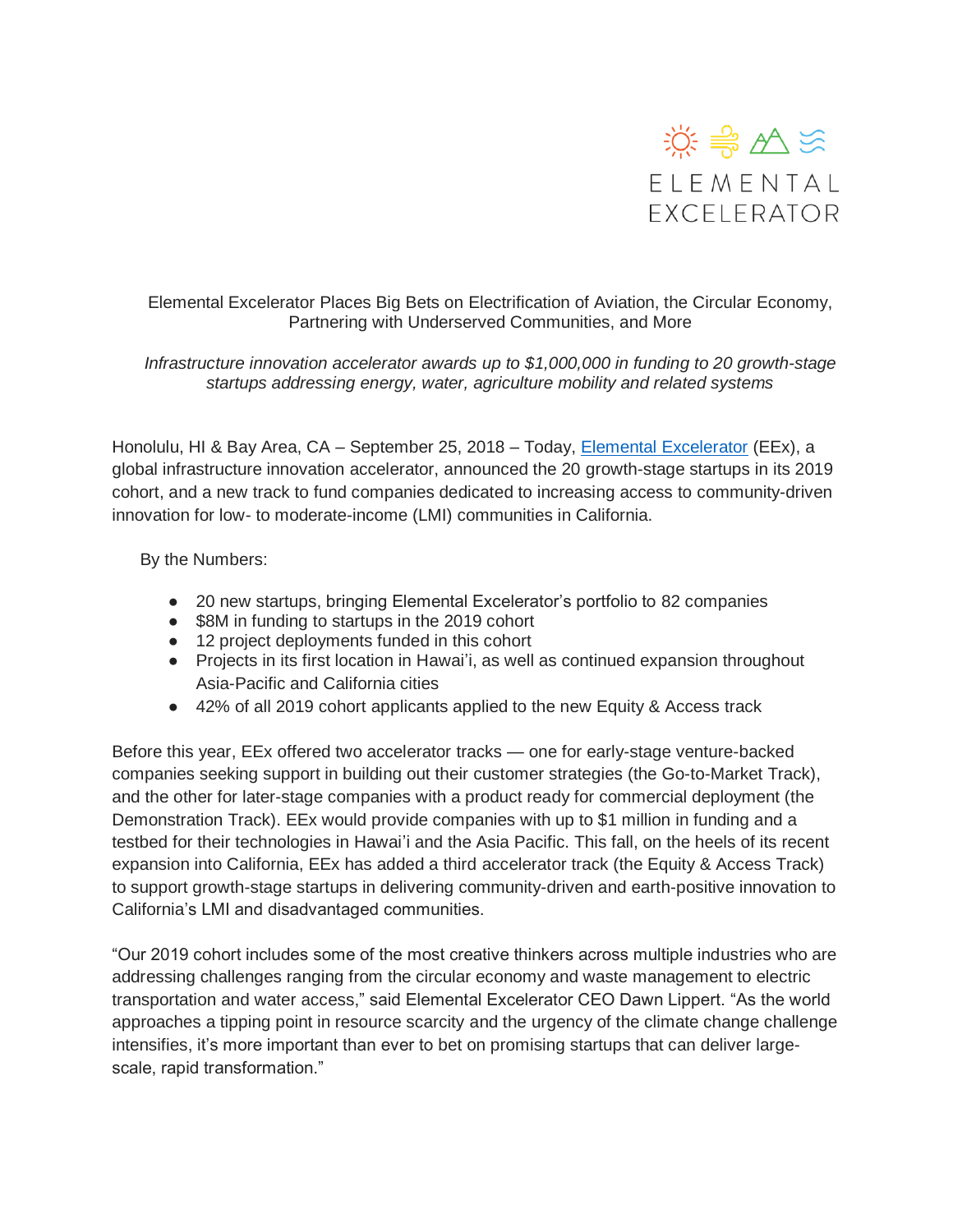ELEMENTAL EXCELERATOR

# Elemental Excelerator Places Big Bets on Electrification of Aviation, the Circular Economy, Partnering with Underserved Communities, and More

*Infrastructure innovation accelerator awards up to $1,000,000 in funding to 20 growth-stage startups addressing energy, water, agriculture mobility and related systems*

Honolulu, HI & Bay Area, CA – September 25, 2018 – Today, [Elemental Excelerator](#) (EEx), a global infrastructure innovation accelerator, announced the 20 growth-stage startups in its 2019 cohort, and a new track to fund companies dedicated to increasing access to community-driven innovation for low- to moderate-income (LMI) communities in California.

By the Numbers:

- 20 new startups, bringing Elemental Excelerator's portfolio to 82 companies
- $8M in funding to startups in the 2019 cohort
- 12 project deployments funded in this cohort
- Projects in its first location in Hawai'i, as well as continued expansion throughout Asia-Pacific and California cities
- 42% of all 2019 cohort applicants applied to the new Equity & Access track

Before this year, EEx offered two accelerator tracks — one for early-stage venture-backed companies seeking support in building out their customer strategies (the Go-to-Market Track), and the other for later-stage companies with a product ready for commercial deployment (the Demonstration Track). EEx would provide companies with up to $1 million in funding and a testbed for their technologies in Hawai'i and the Asia Pacific. This fall, on the heels of its recent expansion into California, EEx has added a third accelerator track (the Equity & Access Track) to support growth-stage startups in delivering community-driven and earth-positive innovation to California's LMI and disadvantaged communities.

"Our 2019 cohort includes some of the most creative thinkers across multiple industries who are addressing challenges ranging from the circular economy and waste management to electric transportation and water access," said Elemental Excelerator CEO Dawn Lippert. "As the world approaches a tipping point in resource scarcity and the urgency of the climate change challenge intensifies, it's more important than ever to bet on promising startups that can deliver large-scale, rapid transformation."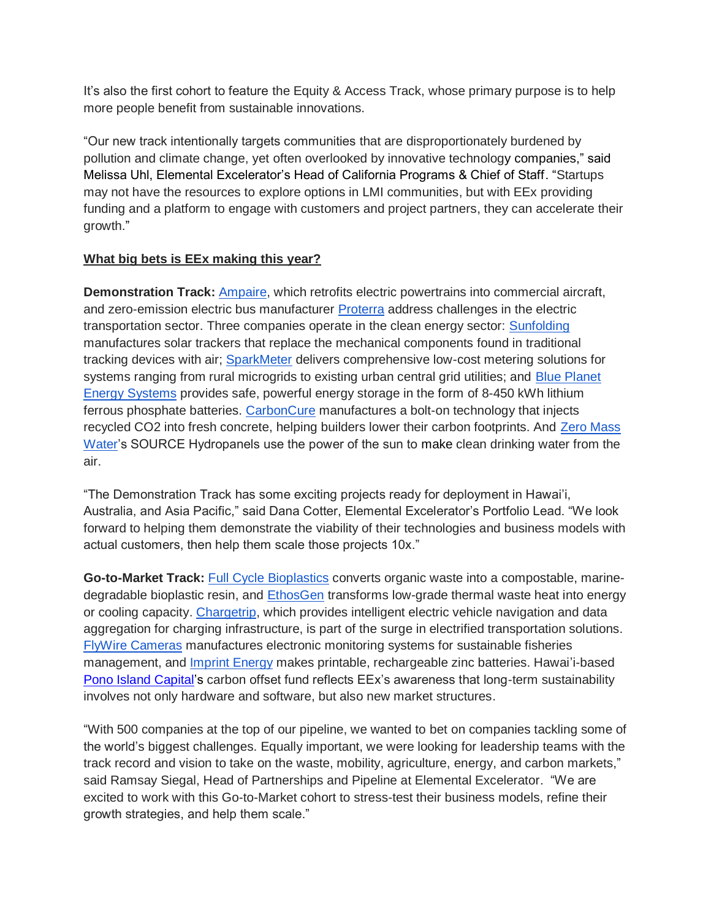It's also the first cohort to feature the Equity & Access Track, whose primary purpose is to help more people benefit from sustainable innovations.

"Our new track intentionally targets communities that are disproportionately burdened by pollution and climate change, yet often overlooked by innovative technology companies," said Melissa Uhl, Elemental Excelerator's Head of California Programs & Chief of Staff. "Startups may not have the resources to explore options in LMI communities, but with EEx providing funding and a platform to engage with customers and project partners, they can accelerate their growth."

**What big bets is EEx making this year?**

**Demonstration Track:** Ampaire, which retrofits electric powertrains into commercial aircraft, and zero-emission electric bus manufacturer Proterra address challenges in the electric transportation sector. Three companies operate in the clean energy sector: Sunfolding manufactures solar trackers that replace the mechanical components found in traditional tracking devices with air; SparkMeter delivers comprehensive low-cost metering solutions for systems ranging from rural microgrids to existing urban central grid utilities; and Blue Planet Energy Systems provides safe, powerful energy storage in the form of 8-450 kWh lithium ferrous phosphate batteries. CarbonCure manufactures a bolt-on technology that injects recycled $CO_2$ into fresh concrete, helping builders lower their carbon footprints. And Zero Mass Water's SOURCE Hydropanels use the power of the sun to make clean drinking water from the air.

"The Demonstration Track has some exciting projects ready for deployment in Hawai'i, Australia, and Asia Pacific," said Dana Cotter, Elemental Excelerator's Portfolio Lead. "We look forward to helping them demonstrate the viability of their technologies and business models with actual customers, then help them scale those projects 10x."

**Go-to-Market Track:** Full Cycle Bioplastics converts organic waste into a compostable, marine-degradable bioplastic resin, and EthosGen transforms low-grade thermal waste heat into energy or cooling capacity. Chargetrip, which provides intelligent electric vehicle navigation and data aggregation for charging infrastructure, is part of the surge in electrified transportation solutions. FlyWire Cameras manufactures electronic monitoring systems for sustainable fisheries management, and Imprint Energy makes printable, rechargeable zinc batteries. Hawai'i-based Pono Island Capital's carbon offset fund reflects EEx's awareness that long-term sustainability involves not only hardware and software, but also new market structures.

"With 500 companies at the top of our pipeline, we wanted to bet on companies tackling some of the world's biggest challenges. Equally important, we were looking for leadership teams with the track record and vision to take on the waste, mobility, agriculture, energy, and carbon markets," said Ramsay Siegal, Head of Partnerships and Pipeline at Elemental Excelerator. "We are excited to work with this Go-to-Market cohort to stress-test their business models, refine their growth strategies, and help them scale."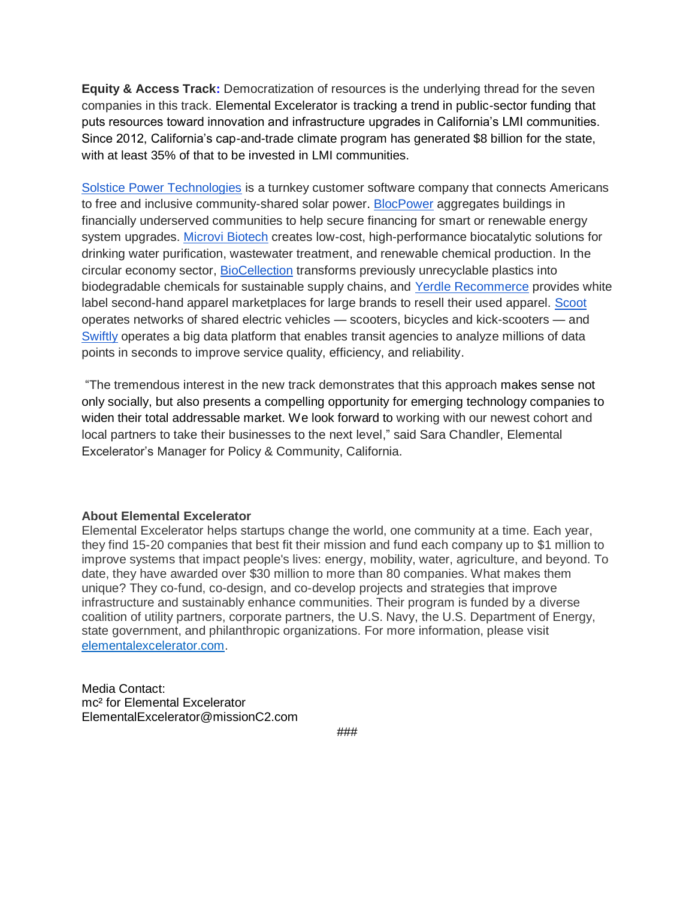**Equity & Access Track:** Democratization of resources is the underlying thread for the seven companies in this track. Elemental Excelerator is tracking a trend in public-sector funding that puts resources toward innovation and infrastructure upgrades in California's LMI communities. Since 2012, California's cap-and-trade climate program has generated $8 billion for the state, with at least 35% of that to be invested in LMI communities.

Solstice Power Technologies is a turnkey customer software company that connects Americans to free and inclusive community-shared solar power. BlocPower aggregates buildings in financially underserved communities to help secure financing for smart or renewable energy system upgrades. Microvi Biotech creates low-cost, high-performance biocatalytic solutions for drinking water purification, wastewater treatment, and renewable chemical production. In the circular economy sector, BioCellection transforms previously unrecyclable plastics into biodegradable chemicals for sustainable supply chains, and Yerdle Recommerce provides white label second-hand apparel marketplaces for large brands to resell their used apparel. Scoot operates networks of shared electric vehicles — scooters, bicycles and kick-scooters — and Swiftly operates a big data platform that enables transit agencies to analyze millions of data points in seconds to improve service quality, efficiency, and reliability.

"The tremendous interest in the new track demonstrates that this approach makes sense not only socially, but also presents a compelling opportunity for emerging technology companies to widen their total addressable market. We look forward to working with our newest cohort and local partners to take their businesses to the next level," said Sara Chandler, Elemental Excelerator's Manager for Policy & Community, California.

**About Elemental Excelerator**

Elemental Excelerator helps startups change the world, one community at a time. Each year, they find 15-20 companies that best fit their mission and fund each company up to $1 million to improve systems that impact people's lives: energy, mobility, water, agriculture, and beyond. To date, they have awarded over $30 million to more than 80 companies. What makes them unique? They co-fund, co-design, and co-develop projects and strategies that improve infrastructure and sustainably enhance communities. Their program is funded by a diverse coalition of utility partners, corporate partners, the U.S. Navy, the U.S. Department of Energy, state government, and philanthropic organizations. For more information, please visit elementalexcelerator.com.

Media Contact:
mc² for Elemental Excelerator
ElementalExcelerator@missionC2.com

###